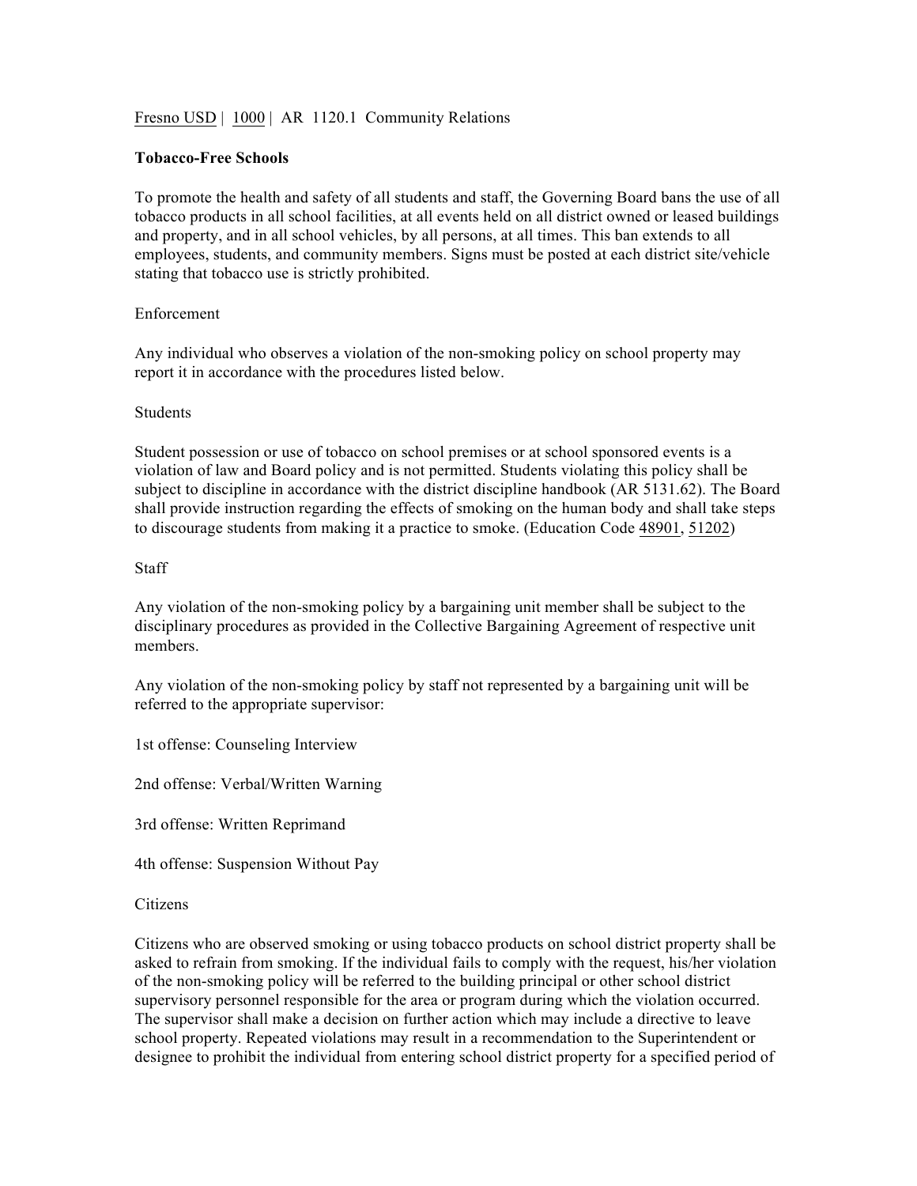Fresno USD | 1000 | AR 1120.1 Community Relations

**Tobacco-Free Schools**

To promote the health and safety of all students and staff, the Governing Board bans the use of all tobacco products in all school facilities, at all events held on all district owned or leased buildings and property, and in all school vehicles, by all persons, at all times. This ban extends to all employees, students, and community members. Signs must be posted at each district site/vehicle stating that tobacco use is strictly prohibited.

Enforcement

Any individual who observes a violation of the non-smoking policy on school property may report it in accordance with the procedures listed below.

Students

Student possession or use of tobacco on school premises or at school sponsored events is a violation of law and Board policy and is not permitted. Students violating this policy shall be subject to discipline in accordance with the district discipline handbook (AR 5131.62). The Board shall provide instruction regarding the effects of smoking on the human body and shall take steps to discourage students from making it a practice to smoke. (Education Code 48901, 51202)

Staff

Any violation of the non-smoking policy by a bargaining unit member shall be subject to the disciplinary procedures as provided in the Collective Bargaining Agreement of respective unit members.

Any violation of the non-smoking policy by staff not represented by a bargaining unit will be referred to the appropriate supervisor:

1st offense: Counseling Interview

2nd offense: Verbal/Written Warning

3rd offense: Written Reprimand

4th offense: Suspension Without Pay

Citizens

Citizens who are observed smoking or using tobacco products on school district property shall be asked to refrain from smoking. If the individual fails to comply with the request, his/her violation of the non-smoking policy will be referred to the building principal or other school district supervisory personnel responsible for the area or program during which the violation occurred. The supervisor shall make a decision on further action which may include a directive to leave school property. Repeated violations may result in a recommendation to the Superintendent or designee to prohibit the individual from entering school district property for a specified period of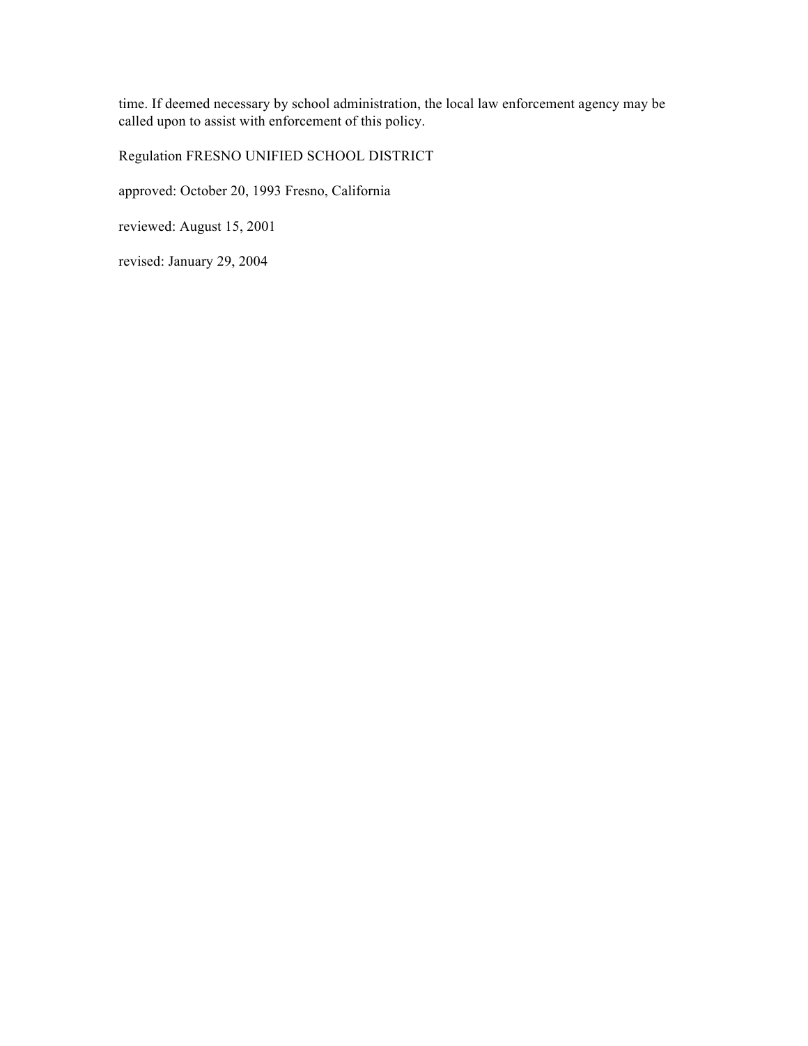time. If deemed necessary by school administration, the local law enforcement agency may be called upon to assist with enforcement of this policy.

Regulation FRESNO UNIFIED SCHOOL DISTRICT

approved: October 20, 1993 Fresno, California

reviewed: August 15, 2001

revised: January 29, 2004